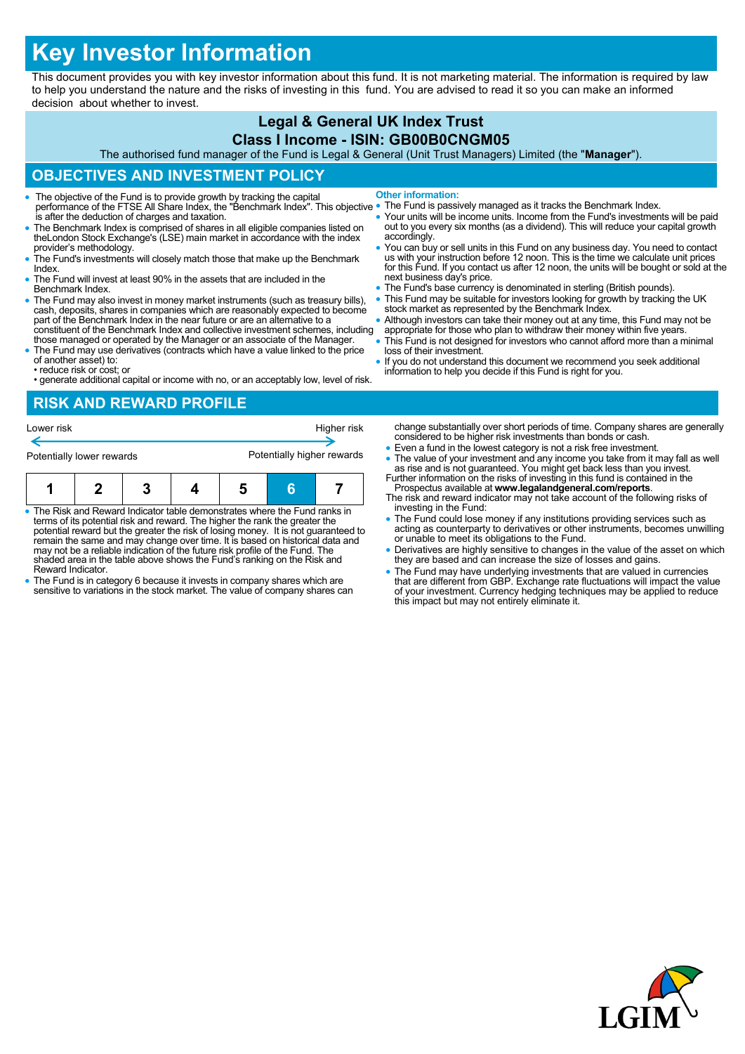# Key Investor Information

This document provides you with key investor information about this fund. It is not marketing material. The information is required by law to help you understand the nature and the risks of investing in this fund. You are advised to read it so you can make an informed decision about whether to invest.

**Legal & General UK Index Trust**

**Class I Income - ISIN: GB00B0CNGM05**

The authorised fund manager of the Fund is Legal & General (Unit Trust Managers) Limited (the "**Manager**").

## OBJECTIVES AND INVESTMENT POLICY

- The objective of the Fund is to provide growth by tracking the capital performance of the FTSE All Share Index, the "Benchmark Index". This objective is after the deduction of charges and taxation.
- The Benchmark Index is comprised of shares in all eligible companies listed on theLondon Stock Exchange's (LSE) main market in accordance with the index provider's methodology.
- The Fund's investments will closely match those that make up the Benchmark Index.
- The Fund will invest at least 90% in the assets that are included in the Benchmark Index.
- The Fund may also invest in money market instruments (such as treasury bills), cash, deposits, shares in companies which are reasonably expected to become part of the Benchmark Index in the near future or are an alternative to a constituent of the Benchmark Index and collective investment schemes, including those managed or operated by the Manager or an associate of the Manager.
- The Fund may use derivatives (contracts which have a value linked to the price of another asset) to:
  • reduce risk or cost; or
  • generate additional capital or income with no, or an acceptably low, level of risk.

**Other information:**

- The Fund is passively managed as it tracks the Benchmark Index.
- Your units will be income units. Income from the Fund's investments will be paid out to you every six months (as a dividend). This will reduce your capital growth accordingly.
- You can buy or sell units in this Fund on any business day. You need to contact us with your instruction before 12 noon. This is the time we calculate unit prices for this Fund. If you contact us after 12 noon, the units will be bought or sold at the next business day's price.
- The Fund's base currency is denominated in sterling (British pounds).
- This Fund may be suitable for investors looking for growth by tracking the UK stock market as represented by the Benchmark Index.
- Although investors can take their money out at any time, this Fund may not be appropriate for those who plan to withdraw their money within five years.
- This Fund is not designed for investors who cannot afford more than a minimal loss of their investment.
- If you do not understand this document we recommend you seek additional information to help you decide if this Fund is right for you.

## RISK AND REWARD PROFILE

| Lower risk | | | | | | Higher risk |
|---|---|---|---|---|---|---|
| Potentially lower rewards | | | | | | Potentially higher rewards |
| 1 | 2 | 3 | 4 | 5 | **6** | 7 |

- The Risk and Reward Indicator table demonstrates where the Fund ranks in terms of its potential risk and reward. The higher the rank the greater the potential reward but the greater the risk of losing money. It is not guaranteed to remain the same and may change over time. It is based on historical data and may not be a reliable indication of the future risk profile of the Fund. The shaded area in the table above shows the Fund's ranking on the Risk and Reward Indicator.
- The Fund is in category 6 because it invests in company shares which are sensitive to variations in the stock market. The value of company shares can change substantially over short periods of time. Company shares are generally considered to be higher risk investments than bonds or cash.
- Even a fund in the lowest category is not a risk free investment.
- The value of your investment and any income you take from it may fall as well as rise and is not guaranteed. You might get back less than you invest.

Further information on the risks of investing in this fund is contained in the Prospectus available at **www.legalandgeneral.com/reports**.

The risk and reward indicator may not take account of the following risks of investing in the Fund:

- The Fund could lose money if any institutions providing services such as acting as counterparty to derivatives or other instruments, becomes unwilling or unable to meet its obligations to the Fund.
- Derivatives are highly sensitive to changes in the value of the asset on which they are based and can increase the size of losses and gains.
- The Fund may have underlying investments that are valued in currencies that are different from GBP. Exchange rate fluctuations will impact the value of your investment. Currency hedging techniques may be applied to reduce this impact but may not entirely eliminate it.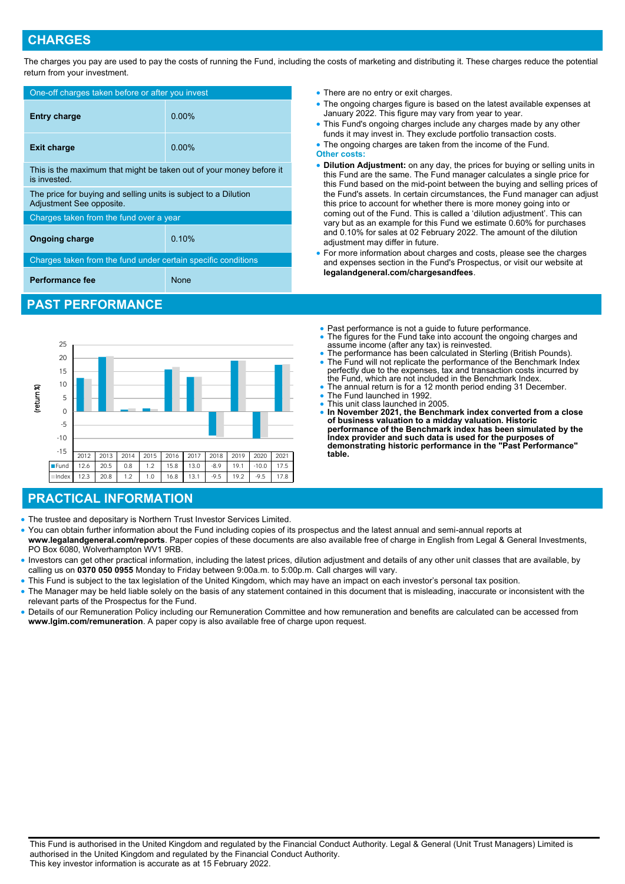## CHARGES

The charges you pay are used to pay the costs of running the Fund, including the costs of marketing and distributing it. These charges reduce the potential return from your investment.

| One-off charges taken before or after you invest | |
|---|---|
| **Entry charge** | 0.00% |
| **Exit charge** | 0.00% |
| This is the maximum that might be taken out of your money before it is invested. | |
| The price for buying and selling units is subject to a Dilution Adjustment See opposite. | |
| **Charges taken from the fund over a year** | |
| **Ongoing charge** | 0.10% |
| **Charges taken from the fund under certain specific conditions** | |
| **Performance fee** | None |

- There are no entry or exit charges.
- The ongoing charges figure is based on the latest available expenses at January 2022. This figure may vary from year to year.
- This Fund's ongoing charges include any charges made by any other funds it may invest in. They exclude portfolio transaction costs.
- The ongoing charges are taken from the income of the Fund.

**Other costs:**

- **Dilution Adjustment:** on any day, the prices for buying or selling units in this Fund are the same. The Fund manager calculates a single price for this Fund based on the mid-point between the buying and selling prices of the Fund's assets. In certain circumstances, the Fund manager can adjust this price to account for whether there is more money going into or coming out of the Fund. This is called a 'dilution adjustment'. This can vary but as an example for this Fund we estimate 0.60% for purchases and 0.10% for sales at 02 February 2022. The amount of the dilution adjustment may differ in future.
- For more information about charges and costs, please see the charges and expenses section in the Fund's Prospectus, or visit our website at **legalandgeneral.com/chargesandfees**.

## PAST PERFORMANCE

(return %)

25
20
15
10
5
0
-5
-10
-15

| | 2012 | 2013 | 2014 | 2015 | 2016 | 2017 | 2018 | 2019 | 2020 | 2021 |
|---|---|---|---|---|---|---|---|---|---|---|
| Fund | 12.6 | 20.5 | 0.8 | 1.2 | 15.8 | 13.0 | -8.9 | 19.1 | -10.0 | 17.5 |
| Index | 12.3 | 20.8 | 1.2 | 1.0 | 16.8 | 13.1 | -9.5 | 19.2 | -9.5 | 17.8 |

- Past performance is not a guide to future performance.
- The figures for the Fund take into account the ongoing charges and assume income (after any tax) is reinvested.
- The performance has been calculated in Sterling (British Pounds).
- The Fund will not replicate the performance of the Benchmark Index perfectly due to the expenses, tax and transaction costs incurred by the Fund, which are not included in the Benchmark Index.
- The annual return is for a 12 month period ending 31 December.
- The Fund launched in 1992.
- This unit class launched in 2005.
- **In November 2021, the Benchmark index converted from a close of business valuation to a midday valuation. Historic performance of the Benchmark index has been simulated by the Index provider and such data is used for the purposes of demonstrating historic performance in the "Past Performance" table.**

## PRACTICAL INFORMATION

- The trustee and depositary is Northern Trust Investor Services Limited.
- You can obtain further information about the Fund including copies of its prospectus and the latest annual and semi-annual reports at **www.legalandgeneral.com/reports**. Paper copies of these documents are also available free of charge in English from Legal & General Investments, PO Box 6080, Wolverhampton WV1 9RB.
- Investors can get other practical information, including the latest prices, dilution adjustment and details of any other unit classes that are available, by calling us on **0370 050 0955** Monday to Friday between 9:00a.m. to 5:00p.m. Call charges will vary.
- This Fund is subject to the tax legislation of the United Kingdom, which may have an impact on each investor's personal tax position.
- The Manager may be held liable solely on the basis of any statement contained in this document that is misleading, inaccurate or inconsistent with the relevant parts of the Prospectus for the Fund.
- Details of our Remuneration Policy including our Remuneration Committee and how remuneration and benefits are calculated can be accessed from **www.lgim.com/remuneration**. A paper copy is also available free of charge upon request.

This Fund is authorised in the United Kingdom and regulated by the Financial Conduct Authority. Legal & General (Unit Trust Managers) Limited is authorised in the United Kingdom and regulated by the Financial Conduct Authority.
This key investor information is accurate as at 15 February 2022.